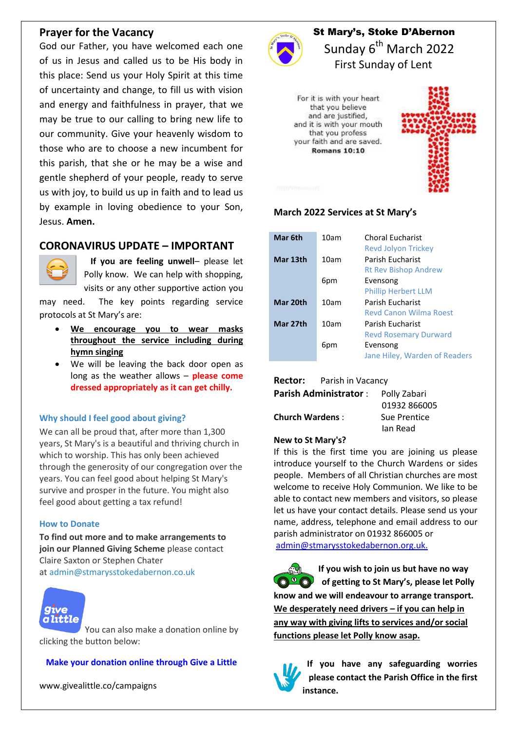## Prayer for the Vacancy

God our Father, you have welcomed each one of us in Jesus and called us to be His body in this place: Send us your Holy Spirit at this time of uncertainty and change, to fill us with vision and energy and faithfulness in prayer, that we may be true to our calling to bring new life to our community. Give your heavenly wisdom to those who are to choose a new incumbent for this parish, that she or he may be a wise and gentle shepherd of your people, ready to serve us with joy, to build us up in faith and to lead us by example in loving obedience to your Son, Jesus. **Amen.**

## CORONAVIRUS UPDATE – IMPORTANT

**If you are feeling unwell**– please let Polly know. We can help with shopping, visits or any other supportive action you may need. The key points regarding service protocols at St Mary's are:

- **We encourage you to wear masks throughout the service including during hymn singing**
- We will be leaving the back door open as long as the weather allows – **please come dressed appropriately as it can get chilly.**

### Why should I feel good about giving?

We can all be proud that, after more than 1,300 years, St Mary's is a beautiful and thriving church in which to worship. This has only been achieved through the generosity of our congregation over the years. You can feel good about helping St Mary's survive and prosper in the future. You might also feel good about getting a tax refund!

### How to Donate

**To find out more and to make arrangements to join our Planned Giving Scheme** please contact Claire Saxton or Stephen Chater at admin@stmarysstokedabernon.co.uk

give a little

You can also make a donation online by clicking the button below:

**Make your donation online through Give a Little**

www.givealittle.co/campaigns

# St Mary's, Stoke D'Abernon

Sunday 6th March 2022

First Sunday of Lent

For it is with your heart that you believe and are justified, and it is with your mouth that you profess your faith and are saved.
**Romans 10:10**

### March 2022 Services at St Mary's

| Date | Time | Service |
|---|---|---|
| **Mar 6th** | 10am | Choral Eucharist<br>Revd Jolyon Trickey |
| **Mar 13th** | 10am | Parish Eucharist<br>Rt Rev Bishop Andrew |
| | 6pm | Evensong<br>Phillip Herbert LLM |
| **Mar 20th** | 10am | Parish Eucharist<br>Revd Canon Wilma Roest |
| **Mar 27th** | 10am | Parish Eucharist<br>Revd Rosemary Durward |
| | 6pm | Evensong<br>Jane Hiley, Warden of Readers |

**Rector:** Parish in Vacancy

**Parish Administrator** : Polly Zabari, 01932 866005

**Church Wardens** : Sue Prentice, Ian Read

**New to St Mary's?**

If this is the first time you are joining us please introduce yourself to the Church Wardens or sides people. Members of all Christian churches are most welcome to receive Holy Communion. We like to be able to contact new members and visitors, so please let us have your contact details. Please send us your name, address, telephone and email address to our parish administrator on 01932 866005 or admin@stmarysstokedabernon.org.uk.

**If you wish to join us but have no way of getting to St Mary's, please let Polly know and we will endeavour to arrange transport. We desperately need drivers – if you can help in any way with giving lifts to services and/or social functions please let Polly know asap.**

**If you have any safeguarding worries please contact the Parish Office in the first instance.**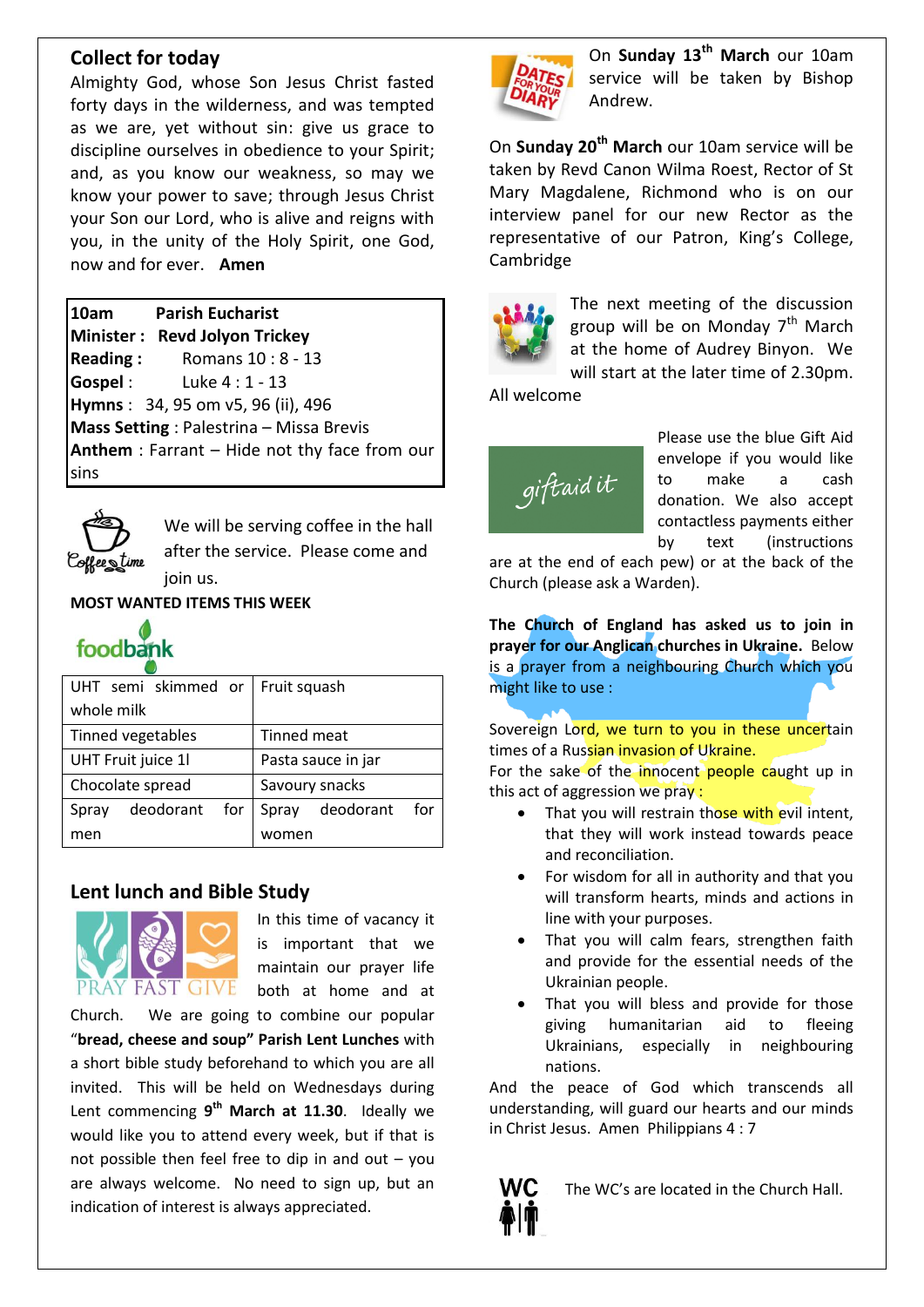## Collect for today

Almighty God, whose Son Jesus Christ fasted forty days in the wilderness, and was tempted as we are, yet without sin: give us grace to discipline ourselves in obedience to your Spirit; and, as you know our weakness, so may we know your power to save; through Jesus Christ your Son our Lord, who is alive and reigns with you, in the unity of the Holy Spirit, one God, now and for ever. **Amen**

**10am Parish Eucharist**
**Minister :** **Revd Jolyon Trickey**
**Reading :** Romans 10 : 8 - 13
**Gospel** : Luke 4 : 1 - 13
**Hymns** : 34, 95 om v5, 96 (ii), 496
**Mass Setting** : Palestrina – Missa Brevis
**Anthem** : Farrant – Hide not thy face from our sins

We will be serving coffee in the hall after the service. Please come and join us.

**MOST WANTED ITEMS THIS WEEK**

foodbank

| | |
|---|---|
| UHT semi skimmed or whole milk | Fruit squash |
| Tinned vegetables | Tinned meat |
| UHT Fruit juice 1l | Pasta sauce in jar |
| Chocolate spread | Savoury snacks |
| Spray deodorant for men | Spray deodorant for women |

## Lent lunch and Bible Study

In this time of vacancy it is important that we maintain our prayer life both at home and at Church. We are going to combine our popular "**bread, cheese and soup" Parish Lent Lunches** with a short bible study beforehand to which you are all invited. This will be held on Wednesdays during Lent commencing **9th March at 11.30**. Ideally we would like you to attend every week, but if that is not possible then feel free to dip in and out – you are always welcome. No need to sign up, but an indication of interest is always appreciated.

On **Sunday 13th March** our 10am service will be taken by Bishop Andrew.

On **Sunday 20th March** our 10am service will be taken by Revd Canon Wilma Roest, Rector of St Mary Magdalene, Richmond who is on our interview panel for our new Rector as the representative of our Patron, King's College, Cambridge

The next meeting of the discussion group will be on Monday 7th March at the home of Audrey Binyon. We will start at the later time of 2.30pm. All welcome

Please use the blue Gift Aid envelope if you would like to make a cash donation. We also accept contactless payments either by text (instructions are at the end of each pew) or at the back of the Church (please ask a Warden).

**The Church of England has asked us to join in prayer for our Anglican churches in Ukraine.** Below is a prayer from a neighbouring Church which you might like to use :

Sovereign Lord, we turn to you in these uncertain times of a Russian invasion of Ukraine.
For the sake of the innocent people caught up in this act of aggression we pray :

- That you will restrain those with evil intent, that they will work instead towards peace and reconciliation.
- For wisdom for all in authority and that you will transform hearts, minds and actions in line with your purposes.
- That you will calm fears, strengthen faith and provide for the essential needs of the Ukrainian people.
- That you will bless and provide for those giving humanitarian aid to fleeing Ukrainians, especially in neighbouring nations.

And the peace of God which transcends all understanding, will guard our hearts and our minds in Christ Jesus. Amen Philippians 4 : 7

The WC's are located in the Church Hall.